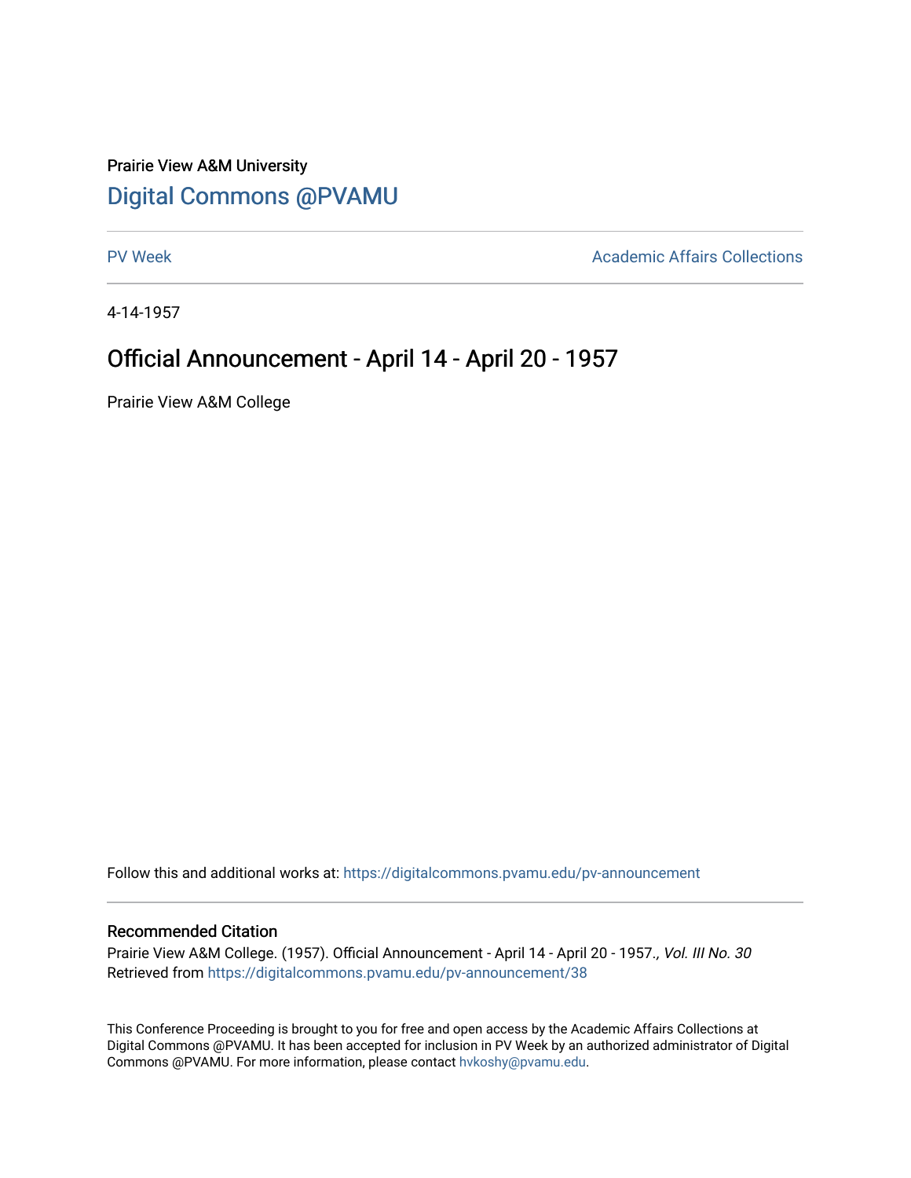Prairie View A&M University

## Digital Commons @PVAMU

PV Week | Academic Affairs Collections

4-14-1957

# Official Announcement - April 14 - April 20 - 1957

Prairie View A&M College

Follow this and additional works at: https://digitalcommons.pvamu.edu/pv-announcement

### Recommended Citation

Prairie View A&M College. (1957). Official Announcement - April 14 - April 20 - 1957., *Vol. III No. 30*
Retrieved from https://digitalcommons.pvamu.edu/pv-announcement/38

This Conference Proceeding is brought to you for free and open access by the Academic Affairs Collections at Digital Commons @PVAMU. It has been accepted for inclusion in PV Week by an authorized administrator of Digital Commons @PVAMU. For more information, please contact hvkoshy@pvamu.edu.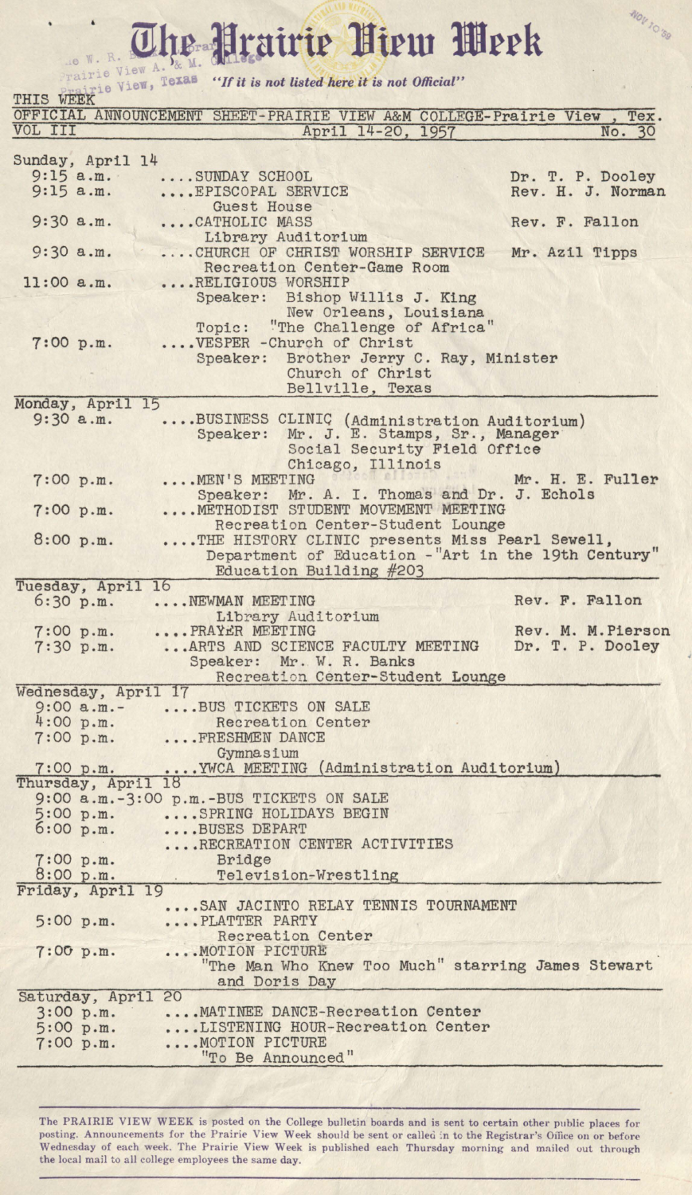# The Prairie View Week

*"If it is not listed here it is not Official"*

THIS WEEK

OFFICIAL ANNOUNCEMENT SHEET-PRAIRIE VIEW A&M COLLEGE-Prairie View, Tex.

VOL III — April 14-20, 1957 — No. 30

---

**Sunday, April 14**

9:15 a.m. ....SUNDAY SCHOOL — Dr. T. P. Dooley

9:15 a.m. ....EPISCOPAL SERVICE — Rev. H. J. Norman
Guest House

9:30 a.m. ....CATHOLIC MASS — Rev. F. Fallon
Library Auditorium

9:30 a.m. ....CHURCH OF CHRIST WORSHIP SERVICE — Mr. Azil Tipps
Recreation Center-Game Room

11:00 a.m. ....RELIGIOUS WORSHIP
Speaker: Bishop Willis J. King
New Orleans, Louisiana
Topic: "The Challenge of Africa"

7:00 p.m. ....VESPER -Church of Christ
Speaker: Brother Jerry C. Ray, Minister
Church of Christ
Bellville, Texas

---

**Monday, April 15**

9:30 a.m. ....BUSINESS CLINIC (Administration Auditorium)
Speaker: Mr. J. E. Stamps, Sr., Manager
Social Security Field Office
Chicago, Illinois

7:00 p.m. ....MEN'S MEETING — Mr. H. E. Fuller
Speaker: Mr. A. I. Thomas and Dr. J. Echols

7:00 p.m. ....METHODIST STUDENT MOVEMENT MEETING
Recreation Center-Student Lounge

8:00 p.m. ....THE HISTORY CLINIC presents Miss Pearl Sewell,
Department of Education -"Art in the 19th Century"
Education Building #203

---

**Tuesday, April 16**

6:30 p.m. ....NEWMAN MEETING — Rev. F. Fallon
Library Auditorium

7:00 p.m. ....PRAYER MEETING — Rev. M. M. Pierson

7:30 p.m. ...ARTS AND SCIENCE FACULTY MEETING — Dr. T. P. Dooley
Speaker: Mr. W. R. Banks
Recreation Center-Student Lounge

---

**Wednesday, April 17**

9:00 a.m.-
4:00 p.m. ....BUS TICKETS ON SALE
Recreation Center

7:00 p.m. ....FRESHMEN DANCE
Gymnasium

7:00 p.m. ....YWCA MEETING (Administration Auditorium)

---

**Thursday, April 18**

9:00 a.m.-3:00 p.m.-BUS TICKETS ON SALE

5:00 p.m. ....SPRING HOLIDAYS BEGIN

6:00 p.m. ....BUSES DEPART

....RECREATION CENTER ACTIVITIES

7:00 p.m. Bridge

8:00 p.m. Television-Wrestling

---

**Friday, April 19**

....SAN JACINTO RELAY TENNIS TOURNAMENT

5:00 p.m. ....PLATTER PARTY
Recreation Center

7:00 p.m. ....MOTION PICTURE
"The Man Who Knew Too Much" starring James Stewart and Doris Day

---

**Saturday, April 20**

3:00 p.m. ....MATINEE DANCE-Recreation Center

5:00 p.m. ....LISTENING HOUR-Recreation Center

7:00 p.m. ....MOTION PICTURE
"To Be Announced"

---

The PRAIRIE VIEW WEEK is posted on the College bulletin boards and is sent to certain other public places for posting. Announcements for the Prairie View Week should be sent or called in to the Registrar's Office on or before Wednesday of each week. The Prairie View Week is published each Thursday morning and mailed out through the local mail to all college employees the same day.